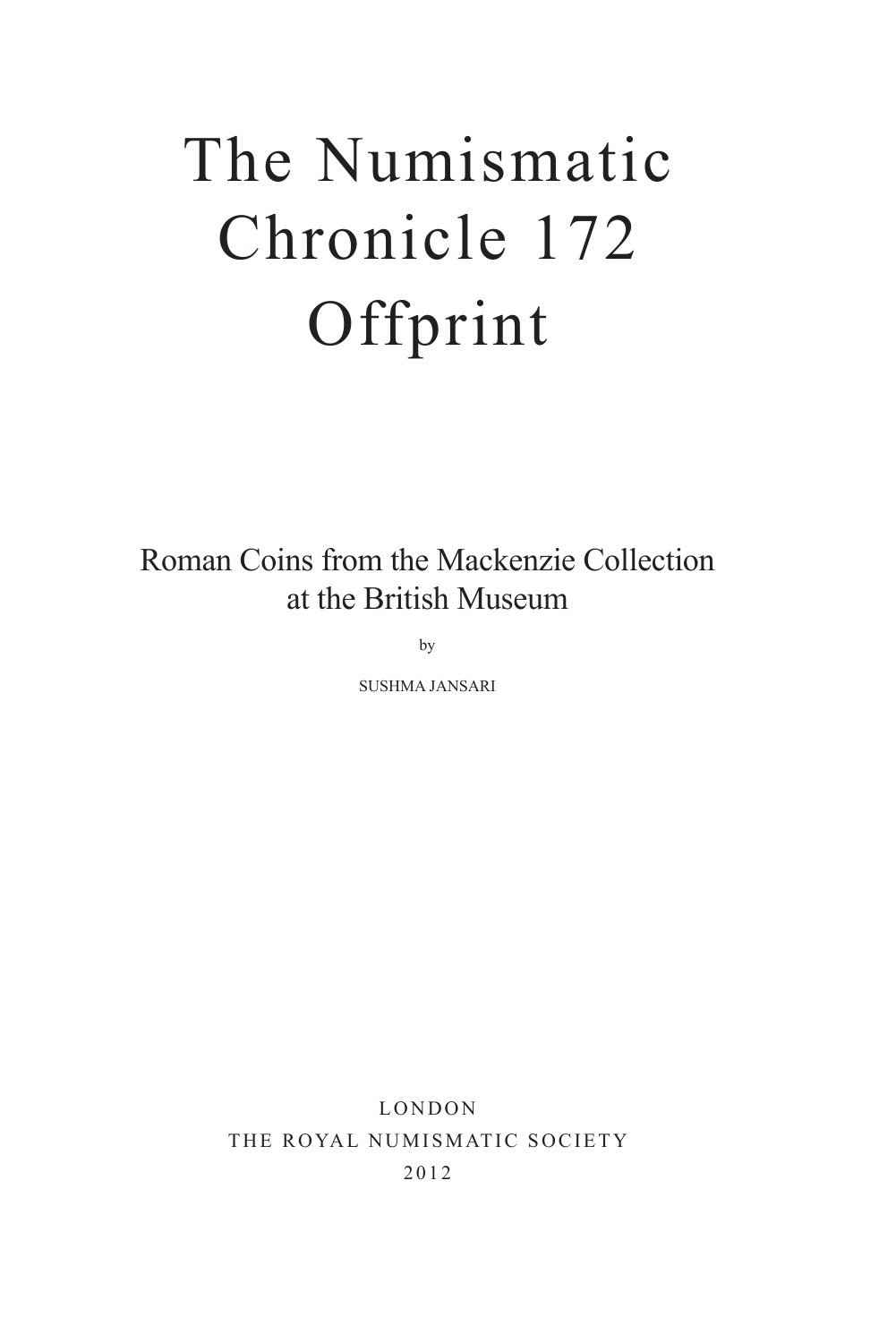# The Numismatic Chronicle 172 Offprint

## Roman Coins from the Mackenzie Collection at the British Museum

by

SUSHMA JANSARI

LONDON
THE ROYAL NUMISMATIC SOCIETY
2012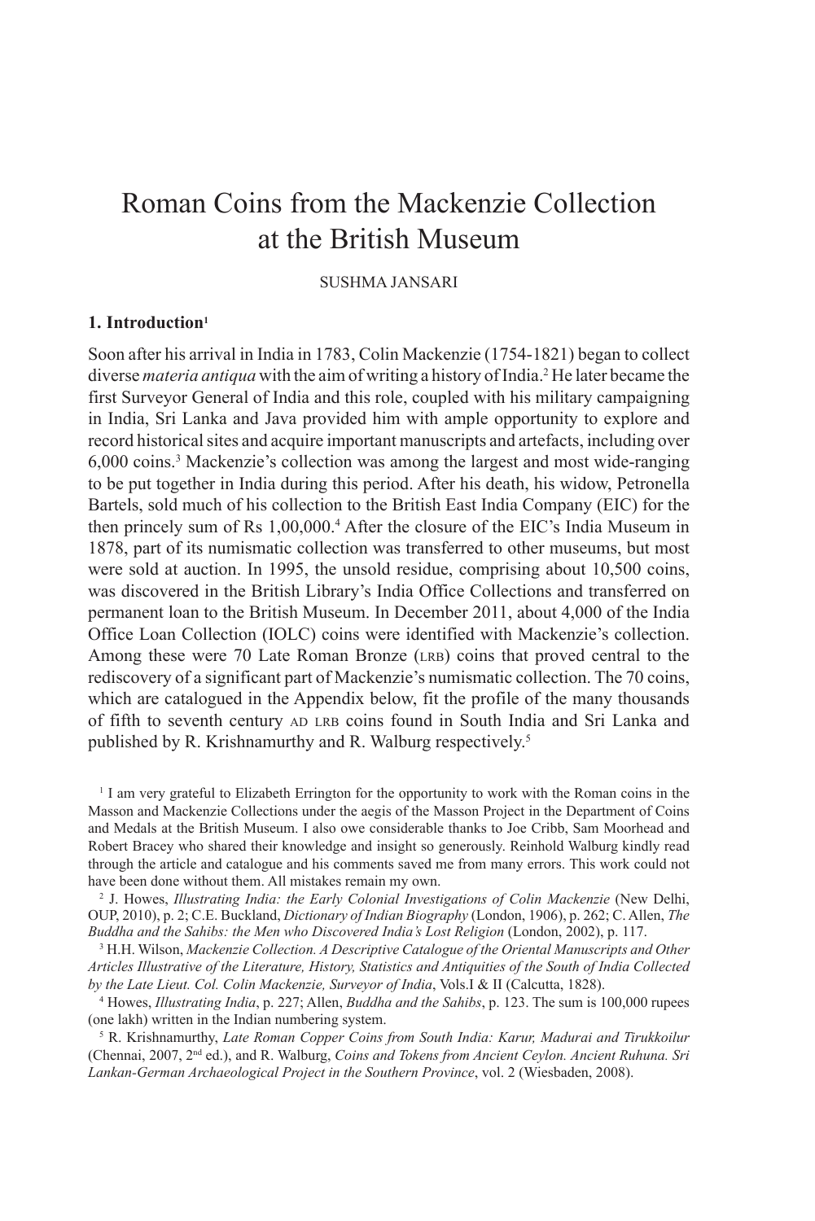# Roman Coins from the Mackenzie Collection at the British Museum

SUSHMA JANSARI

## 1. Introduction[1]

Soon after his arrival in India in 1783, Colin Mackenzie (1754-1821) began to collect diverse *materia antiqua* with the aim of writing a history of India.[2] He later became the first Surveyor General of India and this role, coupled with his military campaigning in India, Sri Lanka and Java provided him with ample opportunity to explore and record historical sites and acquire important manuscripts and artefacts, including over 6,000 coins.[3] Mackenzie's collection was among the largest and most wide-ranging to be put together in India during this period. After his death, his widow, Petronella Bartels, sold much of his collection to the British East India Company (EIC) for the then princely sum of Rs 1,00,000.[4] After the closure of the EIC's India Museum in 1878, part of its numismatic collection was transferred to other museums, but most were sold at auction. In 1995, the unsold residue, comprising about 10,500 coins, was discovered in the British Library's India Office Collections and transferred on permanent loan to the British Museum. In December 2011, about 4,000 of the India Office Loan Collection (IOLC) coins were identified with Mackenzie's collection. Among these were 70 Late Roman Bronze (LRB) coins that proved central to the rediscovery of a significant part of Mackenzie's numismatic collection. The 70 coins, which are catalogued in the Appendix below, fit the profile of the many thousands of fifth to seventh century AD LRB coins found in South India and Sri Lanka and published by R. Krishnamurthy and R. Walburg respectively.[5]

[1] I am very grateful to Elizabeth Errington for the opportunity to work with the Roman coins in the Masson and Mackenzie Collections under the aegis of the Masson Project in the Department of Coins and Medals at the British Museum. I also owe considerable thanks to Joe Cribb, Sam Moorhead and Robert Bracey who shared their knowledge and insight so generously. Reinhold Walburg kindly read through the article and catalogue and his comments saved me from many errors. This work could not have been done without them. All mistakes remain my own.

[2] J. Howes, *Illustrating India: the Early Colonial Investigations of Colin Mackenzie* (New Delhi, OUP, 2010), p. 2; C.E. Buckland, *Dictionary of Indian Biography* (London, 1906), p. 262; C. Allen, *The Buddha and the Sahibs: the Men who Discovered India's Lost Religion* (London, 2002), p. 117.

[3] H.H. Wilson, *Mackenzie Collection. A Descriptive Catalogue of the Oriental Manuscripts and Other Articles Illustrative of the Literature, History, Statistics and Antiquities of the South of India Collected by the Late Lieut. Col. Colin Mackenzie, Surveyor of India*, Vols.I & II (Calcutta, 1828).

[4] Howes, *Illustrating India*, p. 227; Allen, *Buddha and the Sahibs*, p. 123. The sum is 100,000 rupees (one lakh) written in the Indian numbering system.

[5] R. Krishnamurthy, *Late Roman Copper Coins from South India: Karur, Madurai and Tirukkoilur* (Chennai, 2007, 2nd ed.), and R. Walburg, *Coins and Tokens from Ancient Ceylon. Ancient Ruhuna. Sri Lankan-German Archaeological Project in the Southern Province*, vol. 2 (Wiesbaden, 2008).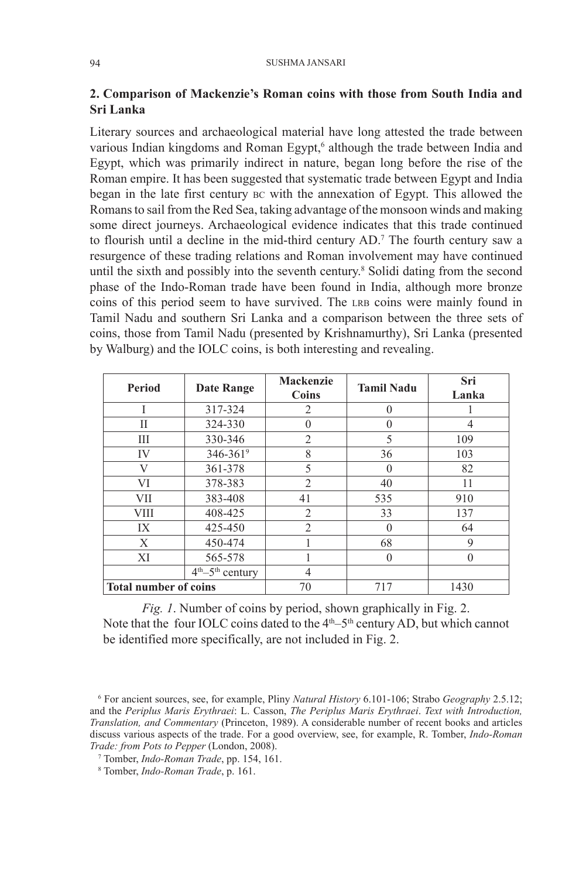## 2. Comparison of Mackenzie's Roman coins with those from South India and Sri Lanka

Literary sources and archaeological material have long attested the trade between various Indian kingdoms and Roman Egypt,[6] although the trade between India and Egypt, which was primarily indirect in nature, began long before the rise of the Roman empire. It has been suggested that systematic trade between Egypt and India began in the late first century BC with the annexation of Egypt. This allowed the Romans to sail from the Red Sea, taking advantage of the monsoon winds and making some direct journeys. Archaeological evidence indicates that this trade continued to flourish until a decline in the mid-third century AD.[7] The fourth century saw a resurgence of these trading relations and Roman involvement may have continued until the sixth and possibly into the seventh century.[8] Solidi dating from the second phase of the Indo-Roman trade have been found in India, although more bronze coins of this period seem to have survived. The LRB coins were mainly found in Tamil Nadu and southern Sri Lanka and a comparison between the three sets of coins, those from Tamil Nadu (presented by Krishnamurthy), Sri Lanka (presented by Walburg) and the IOLC coins, is both interesting and revealing.

| Period | Date Range | Mackenzie Coins | Tamil Nadu | Sri Lanka |
|---|---|---|---|---|
| I | 317-324 | 2 | 0 | 1 |
| II | 324-330 | 0 | 0 | 4 |
| III | 330-346 | 2 | 5 | 109 |
| IV | 346-361[9] | 8 | 36 | 103 |
| V | 361-378 | 5 | 0 | 82 |
| VI | 378-383 | 2 | 40 | 11 |
| VII | 383-408 | 41 | 535 | 910 |
| VIII | 408-425 | 2 | 33 | 137 |
| IX | 425-450 | 2 | 0 | 64 |
| X | 450-474 | 1 | 68 | 9 |
| XI | 565-578 | 1 | 0 | 0 |
| | 4th–5th century | 4 | | |
| **Total number of coins** | | 70 | 717 | 1430 |

*Fig. 1*. Number of coins by period, shown graphically in Fig. 2.
Note that the four IOLC coins dated to the 4th–5th century AD, but which cannot be identified more specifically, are not included in Fig. 2.

[6] For ancient sources, see, for example, Pliny *Natural History* 6.101-106; Strabo *Geography* 2.5.12; and the *Periplus Maris Erythraei*: L. Casson, *The Periplus Maris Erythraei*. *Text with Introduction, Translation, and Commentary* (Princeton, 1989). A considerable number of recent books and articles discuss various aspects of the trade. For a good overview, see, for example, R. Tomber, *Indo-Roman Trade: from Pots to Pepper* (London, 2008).

[7] Tomber, *Indo-Roman Trade*, pp. 154, 161.

[8] Tomber, *Indo-Roman Trade*, p. 161.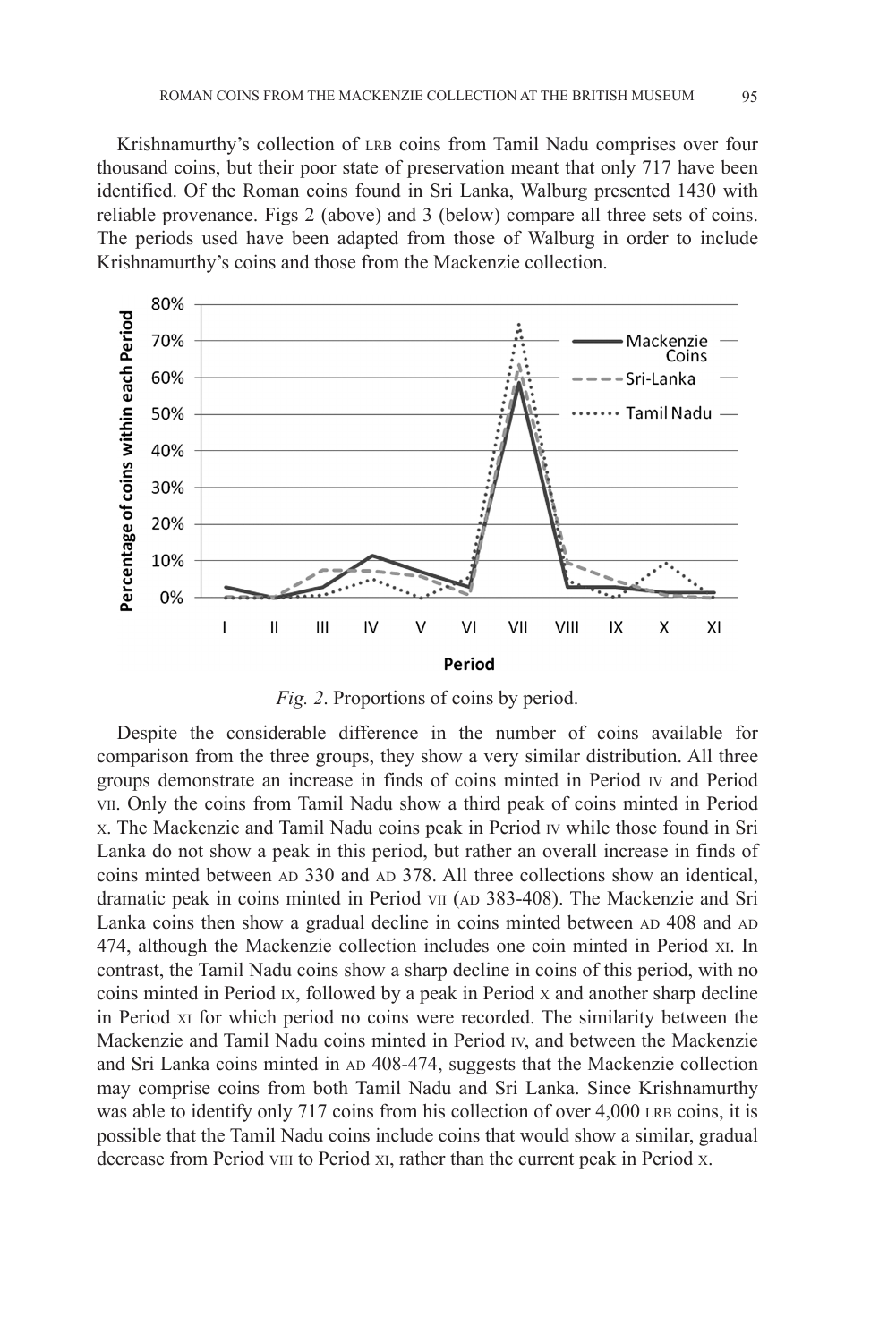Krishnamurthy's collection of LRB coins from Tamil Nadu comprises over four thousand coins, but their poor state of preservation meant that only 717 have been identified. Of the Roman coins found in Sri Lanka, Walburg presented 1430 with reliable provenance. Figs 2 (above) and 3 (below) compare all three sets of coins. The periods used have been adapted from those of Walburg in order to include Krishnamurthy's coins and those from the Mackenzie collection.

*Fig. 2*. Proportions of coins by period.

Despite the considerable difference in the number of coins available for comparison from the three groups, they show a very similar distribution. All three groups demonstrate an increase in finds of coins minted in Period IV and Period VII. Only the coins from Tamil Nadu show a third peak of coins minted in Period X. The Mackenzie and Tamil Nadu coins peak in Period IV while those found in Sri Lanka do not show a peak in this period, but rather an overall increase in finds of coins minted between AD 330 and AD 378. All three collections show an identical, dramatic peak in coins minted in Period VII (AD 383-408). The Mackenzie and Sri Lanka coins then show a gradual decline in coins minted between AD 408 and AD 474, although the Mackenzie collection includes one coin minted in Period XI. In contrast, the Tamil Nadu coins show a sharp decline in coins of this period, with no coins minted in Period IX, followed by a peak in Period X and another sharp decline in Period XI for which period no coins were recorded. The similarity between the Mackenzie and Tamil Nadu coins minted in Period IV, and between the Mackenzie and Sri Lanka coins minted in AD 408-474, suggests that the Mackenzie collection may comprise coins from both Tamil Nadu and Sri Lanka. Since Krishnamurthy was able to identify only 717 coins from his collection of over 4,000 LRB coins, it is possible that the Tamil Nadu coins include coins that would show a similar, gradual decrease from Period VIII to Period XI, rather than the current peak in Period X.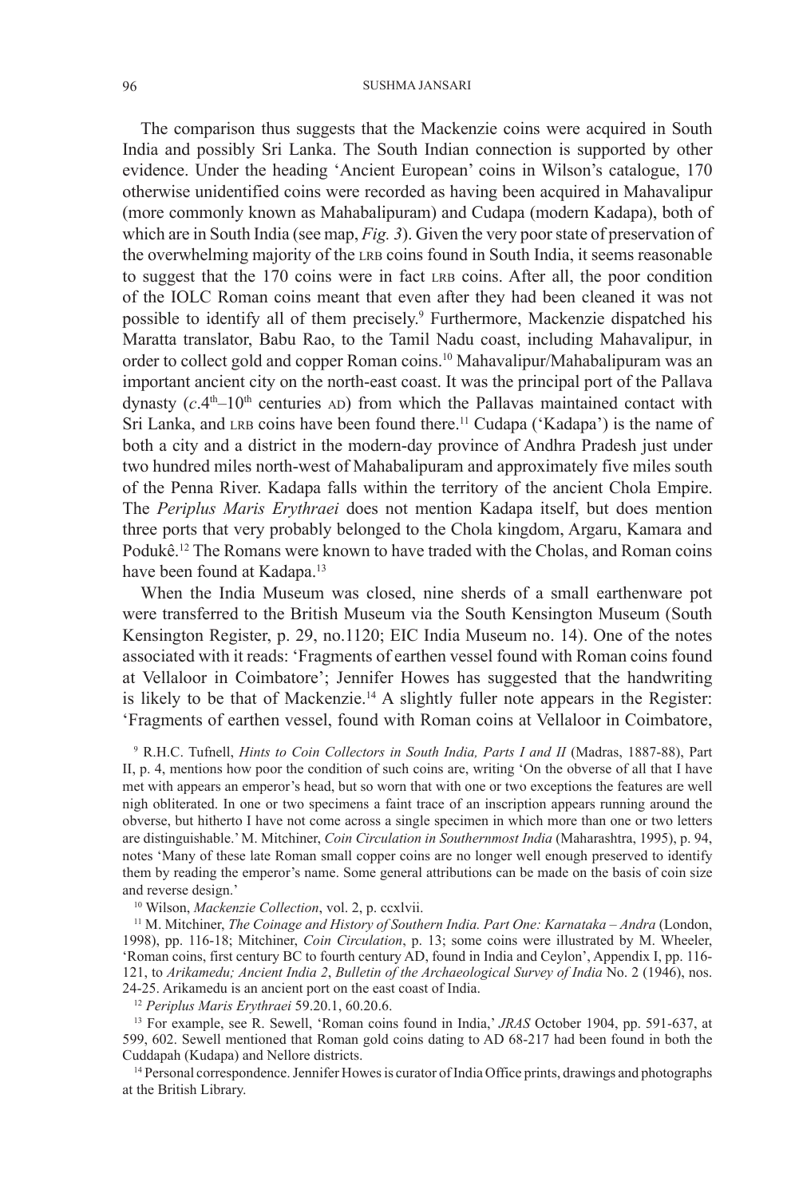The comparison thus suggests that the Mackenzie coins were acquired in South India and possibly Sri Lanka. The South Indian connection is supported by other evidence. Under the heading 'Ancient European' coins in Wilson's catalogue, 170 otherwise unidentified coins were recorded as having been acquired in Mahavalipur (more commonly known as Mahabalipuram) and Cudapa (modern Kadapa), both of which are in South India (see map, *Fig. 3*). Given the very poor state of preservation of the overwhelming majority of the LRB coins found in South India, it seems reasonable to suggest that the 170 coins were in fact LRB coins. After all, the poor condition of the IOLC Roman coins meant that even after they had been cleaned it was not possible to identify all of them precisely.[9] Furthermore, Mackenzie dispatched his Maratta translator, Babu Rao, to the Tamil Nadu coast, including Mahavalipur, in order to collect gold and copper Roman coins.[10] Mahavalipur/Mahabalipuram was an important ancient city on the north-east coast. It was the principal port of the Pallava dynasty (*c*.4th–10th centuries AD) from which the Pallavas maintained contact with Sri Lanka, and LRB coins have been found there.[11] Cudapa ('Kadapa') is the name of both a city and a district in the modern-day province of Andhra Pradesh just under two hundred miles north-west of Mahabalipuram and approximately five miles south of the Penna River. Kadapa falls within the territory of the ancient Chola Empire. The *Periplus Maris Erythraei* does not mention Kadapa itself, but does mention three ports that very probably belonged to the Chola kingdom, Argaru, Kamara and Podukê.[12] The Romans were known to have traded with the Cholas, and Roman coins have been found at Kadapa.[13]

When the India Museum was closed, nine sherds of a small earthenware pot were transferred to the British Museum via the South Kensington Museum (South Kensington Register, p. 29, no.1120; EIC India Museum no. 14). One of the notes associated with it reads: 'Fragments of earthen vessel found with Roman coins found at Vellaloor in Coimbatore'; Jennifer Howes has suggested that the handwriting is likely to be that of Mackenzie.[14] A slightly fuller note appears in the Register: 'Fragments of earthen vessel, found with Roman coins at Vellaloor in Coimbatore,

[9] R.H.C. Tufnell, *Hints to Coin Collectors in South India, Parts I and II* (Madras, 1887-88), Part II, p. 4, mentions how poor the condition of such coins are, writing 'On the obverse of all that I have met with appears an emperor's head, but so worn that with one or two exceptions the features are well nigh obliterated. In one or two specimens a faint trace of an inscription appears running around the obverse, but hitherto I have not come across a single specimen in which more than one or two letters are distinguishable.' M. Mitchiner, *Coin Circulation in Southernmost India* (Maharashtra, 1995), p. 94, notes 'Many of these late Roman small copper coins are no longer well enough preserved to identify them by reading the emperor's name. Some general attributions can be made on the basis of coin size and reverse design.'

[10] Wilson, *Mackenzie Collection*, vol. 2, p. ccxlvii.

[11] M. Mitchiner, *The Coinage and History of Southern India. Part One: Karnataka – Andra* (London, 1998), pp. 116-18; Mitchiner, *Coin Circulation*, p. 13; some coins were illustrated by M. Wheeler, 'Roman coins, first century BC to fourth century AD, found in India and Ceylon', Appendix I, pp. 116-121, to *Arikamedu; Ancient India 2*, *Bulletin of the Archaeological Survey of India* No. 2 (1946), nos. 24-25. Arikamedu is an ancient port on the east coast of India.

[12] *Periplus Maris Erythraei* 59.20.1, 60.20.6.

[13] For example, see R. Sewell, 'Roman coins found in India,' *JRAS* October 1904, pp. 591-637, at 599, 602. Sewell mentioned that Roman gold coins dating to AD 68-217 had been found in both the Cuddapah (Kudapa) and Nellore districts.

[14] Personal correspondence. Jennifer Howes is curator of India Office prints, drawings and photographs at the British Library.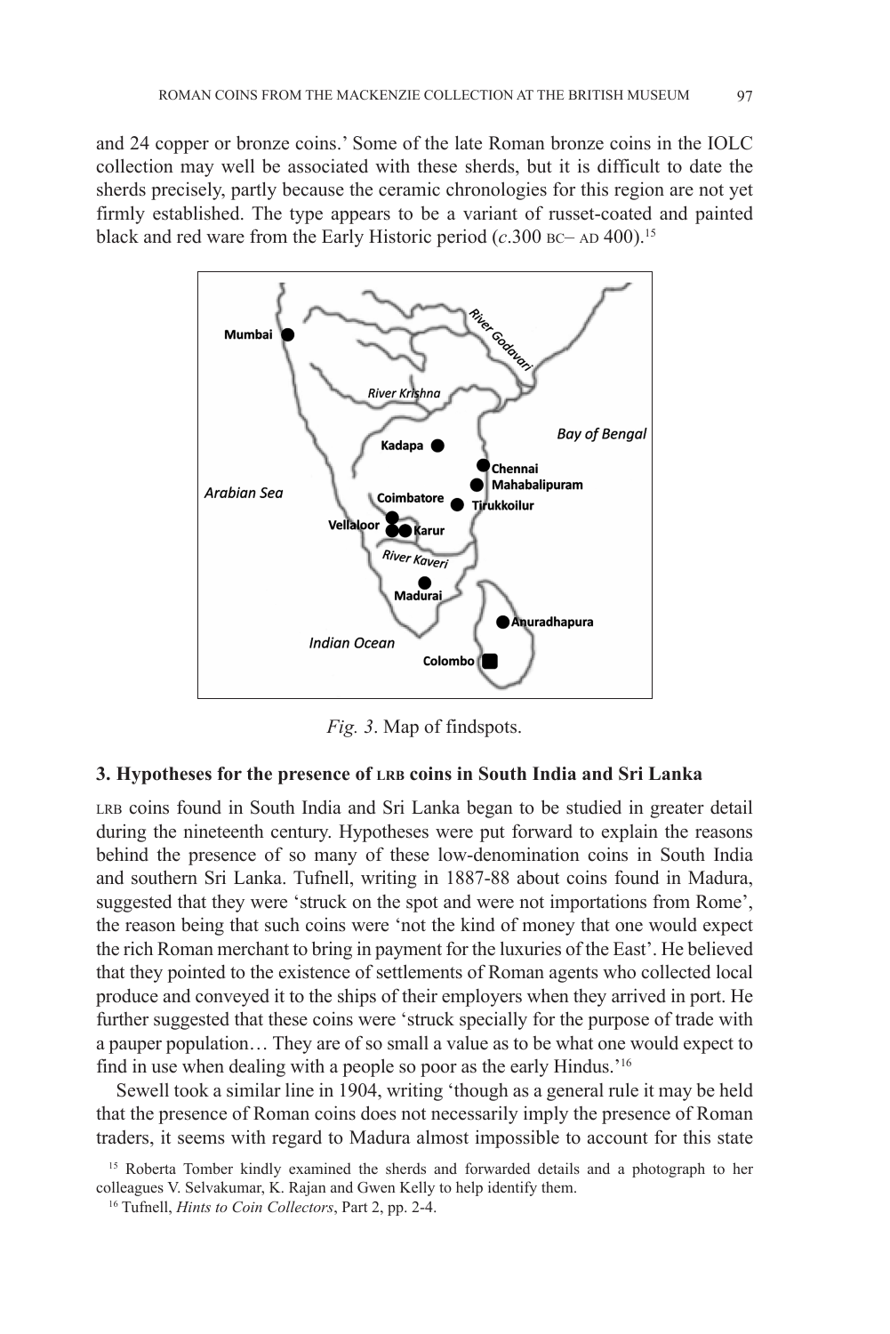and 24 copper or bronze coins.' Some of the late Roman bronze coins in the IOLC collection may well be associated with these sherds, but it is difficult to date the sherds precisely, partly because the ceramic chronologies for this region are not yet firmly established. The type appears to be a variant of russet-coated and painted black and red ware from the Early Historic period (*c*.300 BC– AD 400).[15]

*Fig. 3*. Map of findspots.

### 3. Hypotheses for the presence of LRB coins in South India and Sri Lanka

LRB coins found in South India and Sri Lanka began to be studied in greater detail during the nineteenth century. Hypotheses were put forward to explain the reasons behind the presence of so many of these low-denomination coins in South India and southern Sri Lanka. Tufnell, writing in 1887-88 about coins found in Madura, suggested that they were 'struck on the spot and were not importations from Rome', the reason being that such coins were 'not the kind of money that one would expect the rich Roman merchant to bring in payment for the luxuries of the East'. He believed that they pointed to the existence of settlements of Roman agents who collected local produce and conveyed it to the ships of their employers when they arrived in port. He further suggested that these coins were 'struck specially for the purpose of trade with a pauper population… They are of so small a value as to be what one would expect to find in use when dealing with a people so poor as the early Hindus.'[16]

Sewell took a similar line in 1904, writing 'though as a general rule it may be held that the presence of Roman coins does not necessarily imply the presence of Roman traders, it seems with regard to Madura almost impossible to account for this state

[15] Roberta Tomber kindly examined the sherds and forwarded details and a photograph to her colleagues V. Selvakumar, K. Rajan and Gwen Kelly to help identify them.

[16] Tufnell, *Hints to Coin Collectors*, Part 2, pp. 2-4.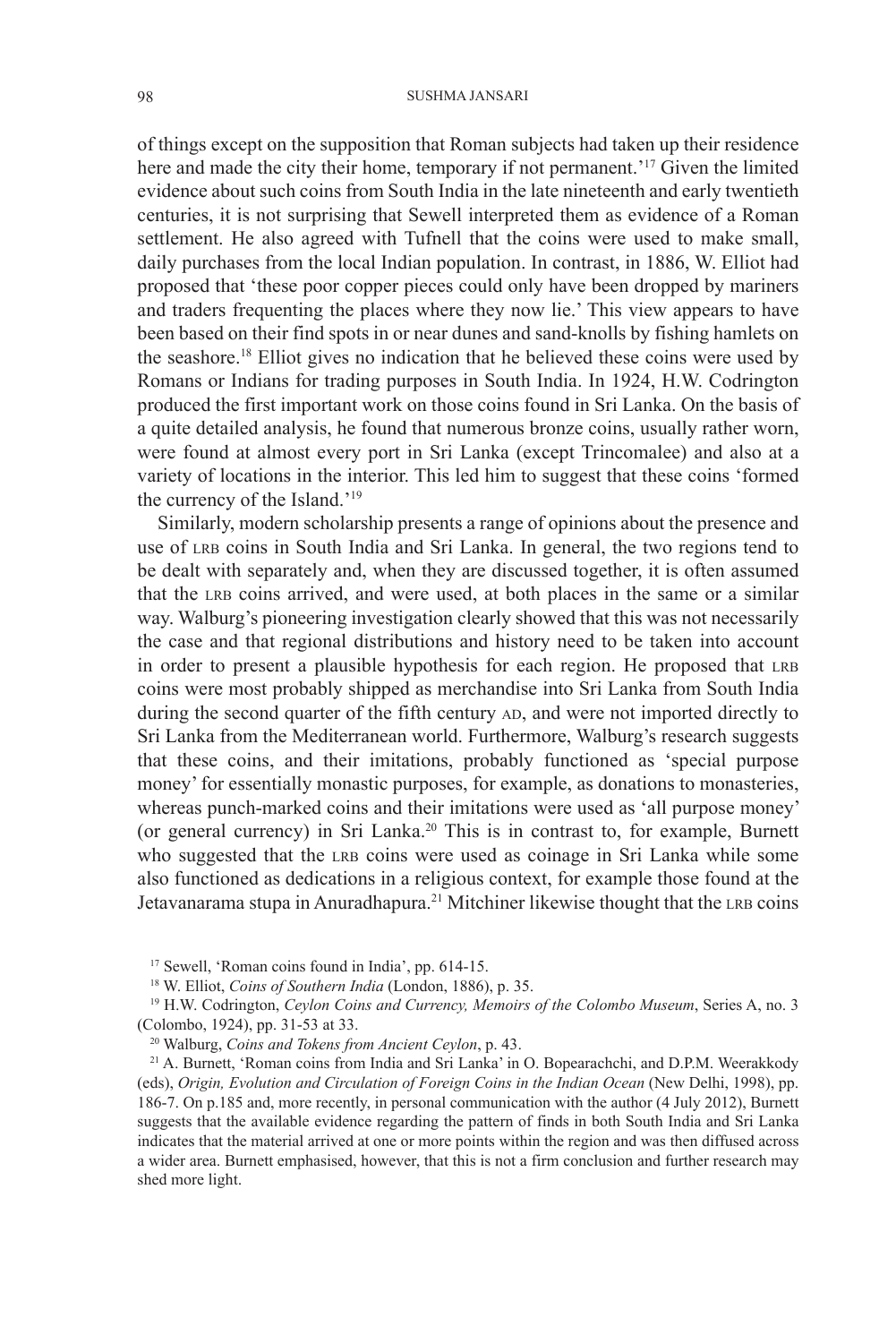of things except on the supposition that Roman subjects had taken up their residence here and made the city their home, temporary if not permanent.'[17] Given the limited evidence about such coins from South India in the late nineteenth and early twentieth centuries, it is not surprising that Sewell interpreted them as evidence of a Roman settlement. He also agreed with Tufnell that the coins were used to make small, daily purchases from the local Indian population. In contrast, in 1886, W. Elliot had proposed that 'these poor copper pieces could only have been dropped by mariners and traders frequenting the places where they now lie.' This view appears to have been based on their find spots in or near dunes and sand-knolls by fishing hamlets on the seashore.[18] Elliot gives no indication that he believed these coins were used by Romans or Indians for trading purposes in South India. In 1924, H.W. Codrington produced the first important work on those coins found in Sri Lanka. On the basis of a quite detailed analysis, he found that numerous bronze coins, usually rather worn, were found at almost every port in Sri Lanka (except Trincomalee) and also at a variety of locations in the interior. This led him to suggest that these coins 'formed the currency of the Island.'[19]

Similarly, modern scholarship presents a range of opinions about the presence and use of LRB coins in South India and Sri Lanka. In general, the two regions tend to be dealt with separately and, when they are discussed together, it is often assumed that the LRB coins arrived, and were used, at both places in the same or a similar way. Walburg's pioneering investigation clearly showed that this was not necessarily the case and that regional distributions and history need to be taken into account in order to present a plausible hypothesis for each region. He proposed that LRB coins were most probably shipped as merchandise into Sri Lanka from South India during the second quarter of the fifth century AD, and were not imported directly to Sri Lanka from the Mediterranean world. Furthermore, Walburg's research suggests that these coins, and their imitations, probably functioned as 'special purpose money' for essentially monastic purposes, for example, as donations to monasteries, whereas punch-marked coins and their imitations were used as 'all purpose money' (or general currency) in Sri Lanka.[20] This is in contrast to, for example, Burnett who suggested that the LRB coins were used as coinage in Sri Lanka while some also functioned as dedications in a religious context, for example those found at the Jetavanarama stupa in Anuradhapura.[21] Mitchiner likewise thought that the LRB coins

[17] Sewell, 'Roman coins found in India', pp. 614-15.

[18] W. Elliot, *Coins of Southern India* (London, 1886), p. 35.

[19] H.W. Codrington, *Ceylon Coins and Currency, Memoirs of the Colombo Museum*, Series A, no. 3 (Colombo, 1924), pp. 31-53 at 33.

[20] Walburg, *Coins and Tokens from Ancient Ceylon*, p. 43.

[21] A. Burnett, 'Roman coins from India and Sri Lanka' in O. Bopearachchi, and D.P.M. Weerakkody (eds), *Origin, Evolution and Circulation of Foreign Coins in the Indian Ocean* (New Delhi, 1998), pp. 186-7. On p.185 and, more recently, in personal communication with the author (4 July 2012), Burnett suggests that the available evidence regarding the pattern of finds in both South India and Sri Lanka indicates that the material arrived at one or more points within the region and was then diffused across a wider area. Burnett emphasised, however, that this is not a firm conclusion and further research may shed more light.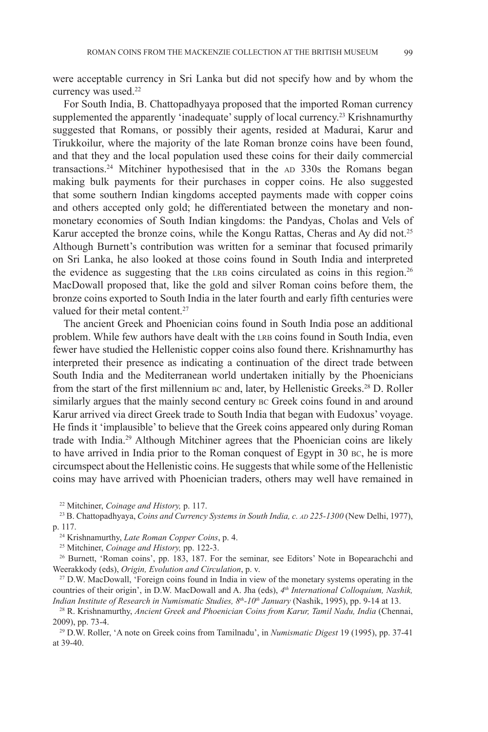were acceptable currency in Sri Lanka but did not specify how and by whom the currency was used.[22]

For South India, B. Chattopadhyaya proposed that the imported Roman currency supplemented the apparently 'inadequate' supply of local currency.[23] Krishnamurthy suggested that Romans, or possibly their agents, resided at Madurai, Karur and Tirukkoilur, where the majority of the late Roman bronze coins have been found, and that they and the local population used these coins for their daily commercial transactions.[24] Mitchiner hypothesised that in the AD 330s the Romans began making bulk payments for their purchases in copper coins. He also suggested that some southern Indian kingdoms accepted payments made with copper coins and others accepted only gold; he differentiated between the monetary and non-monetary economies of South Indian kingdoms: the Pandyas, Cholas and Vels of Karur accepted the bronze coins, while the Kongu Rattas, Cheras and Ay did not.[25] Although Burnett's contribution was written for a seminar that focused primarily on Sri Lanka, he also looked at those coins found in South India and interpreted the evidence as suggesting that the LRB coins circulated as coins in this region.[26] MacDowall proposed that, like the gold and silver Roman coins before them, the bronze coins exported to South India in the later fourth and early fifth centuries were valued for their metal content.[27]

The ancient Greek and Phoenician coins found in South India pose an additional problem. While few authors have dealt with the LRB coins found in South India, even fewer have studied the Hellenistic copper coins also found there. Krishnamurthy has interpreted their presence as indicating a continuation of the direct trade between South India and the Mediterranean world undertaken initially by the Phoenicians from the start of the first millennium BC and, later, by Hellenistic Greeks.[28] D. Roller similarly argues that the mainly second century BC Greek coins found in and around Karur arrived via direct Greek trade to South India that began with Eudoxus' voyage. He finds it 'implausible' to believe that the Greek coins appeared only during Roman trade with India.[29] Although Mitchiner agrees that the Phoenician coins are likely to have arrived in India prior to the Roman conquest of Egypt in 30 BC, he is more circumspect about the Hellenistic coins. He suggests that while some of the Hellenistic coins may have arrived with Phoenician traders, others may well have remained in

[22] Mitchiner, *Coinage and History,* p. 117.

[23] B. Chattopadhyaya, *Coins and Currency Systems in South India, c. AD 225-1300* (New Delhi, 1977), p. 117.

[24] Krishnamurthy, *Late Roman Copper Coins*, p. 4.

[25] Mitchiner, *Coinage and History,* pp. 122-3.

[26] Burnett, 'Roman coins', pp. 183, 187. For the seminar, see Editors' Note in Bopearachchi and Weerakkody (eds), *Origin, Evolution and Circulation*, p. v.

[27] D.W. MacDowall, 'Foreign coins found in India in view of the monetary systems operating in the countries of their origin', in D.W. MacDowall and A. Jha (eds), *4th International Colloquium, Nashik, Indian Institute of Research in Numismatic Studies, 8th-10th January* (Nashik, 1995), pp. 9-14 at 13.

[28] R. Krishnamurthy, *Ancient Greek and Phoenician Coins from Karur, Tamil Nadu, India* (Chennai, 2009), pp. 73-4.

[29] D.W. Roller, 'A note on Greek coins from Tamilnadu', in *Numismatic Digest* 19 (1995), pp. 37-41 at 39-40.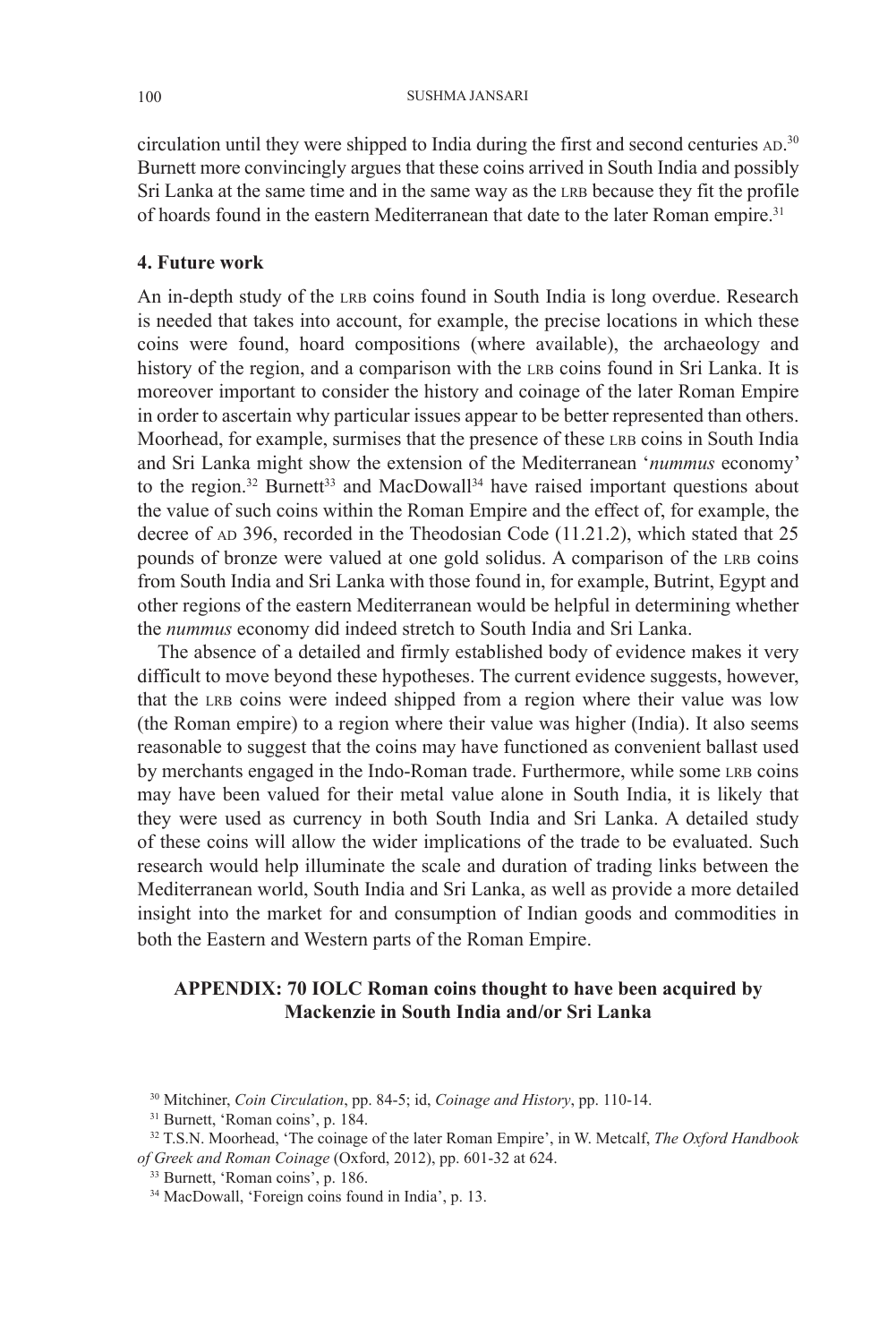circulation until they were shipped to India during the first and second centuries AD.[30] Burnett more convincingly argues that these coins arrived in South India and possibly Sri Lanka at the same time and in the same way as the LRB because they fit the profile of hoards found in the eastern Mediterranean that date to the later Roman empire.[31]

## 4. Future work

An in-depth study of the LRB coins found in South India is long overdue. Research is needed that takes into account, for example, the precise locations in which these coins were found, hoard compositions (where available), the archaeology and history of the region, and a comparison with the LRB coins found in Sri Lanka. It is moreover important to consider the history and coinage of the later Roman Empire in order to ascertain why particular issues appear to be better represented than others. Moorhead, for example, surmises that the presence of these LRB coins in South India and Sri Lanka might show the extension of the Mediterranean '*nummus* economy' to the region.[32] Burnett[33] and MacDowall[34] have raised important questions about the value of such coins within the Roman Empire and the effect of, for example, the decree of AD 396, recorded in the Theodosian Code (11.21.2), which stated that 25 pounds of bronze were valued at one gold solidus. A comparison of the LRB coins from South India and Sri Lanka with those found in, for example, Butrint, Egypt and other regions of the eastern Mediterranean would be helpful in determining whether the *nummus* economy did indeed stretch to South India and Sri Lanka.

The absence of a detailed and firmly established body of evidence makes it very difficult to move beyond these hypotheses. The current evidence suggests, however, that the LRB coins were indeed shipped from a region where their value was low (the Roman empire) to a region where their value was higher (India). It also seems reasonable to suggest that the coins may have functioned as convenient ballast used by merchants engaged in the Indo-Roman trade. Furthermore, while some LRB coins may have been valued for their metal value alone in South India, it is likely that they were used as currency in both South India and Sri Lanka. A detailed study of these coins will allow the wider implications of the trade to be evaluated. Such research would help illuminate the scale and duration of trading links between the Mediterranean world, South India and Sri Lanka, as well as provide a more detailed insight into the market for and consumption of Indian goods and commodities in both the Eastern and Western parts of the Roman Empire.

## APPENDIX: 70 IOLC Roman coins thought to have been acquired by Mackenzie in South India and/or Sri Lanka

[30] Mitchiner, *Coin Circulation*, pp. 84-5; id, *Coinage and History*, pp. 110-14.

[31] Burnett, 'Roman coins', p. 184.

[32] T.S.N. Moorhead, 'The coinage of the later Roman Empire', in W. Metcalf, *The Oxford Handbook of Greek and Roman Coinage* (Oxford, 2012), pp. 601-32 at 624.

[33] Burnett, 'Roman coins', p. 186.

[34] MacDowall, 'Foreign coins found in India', p. 13.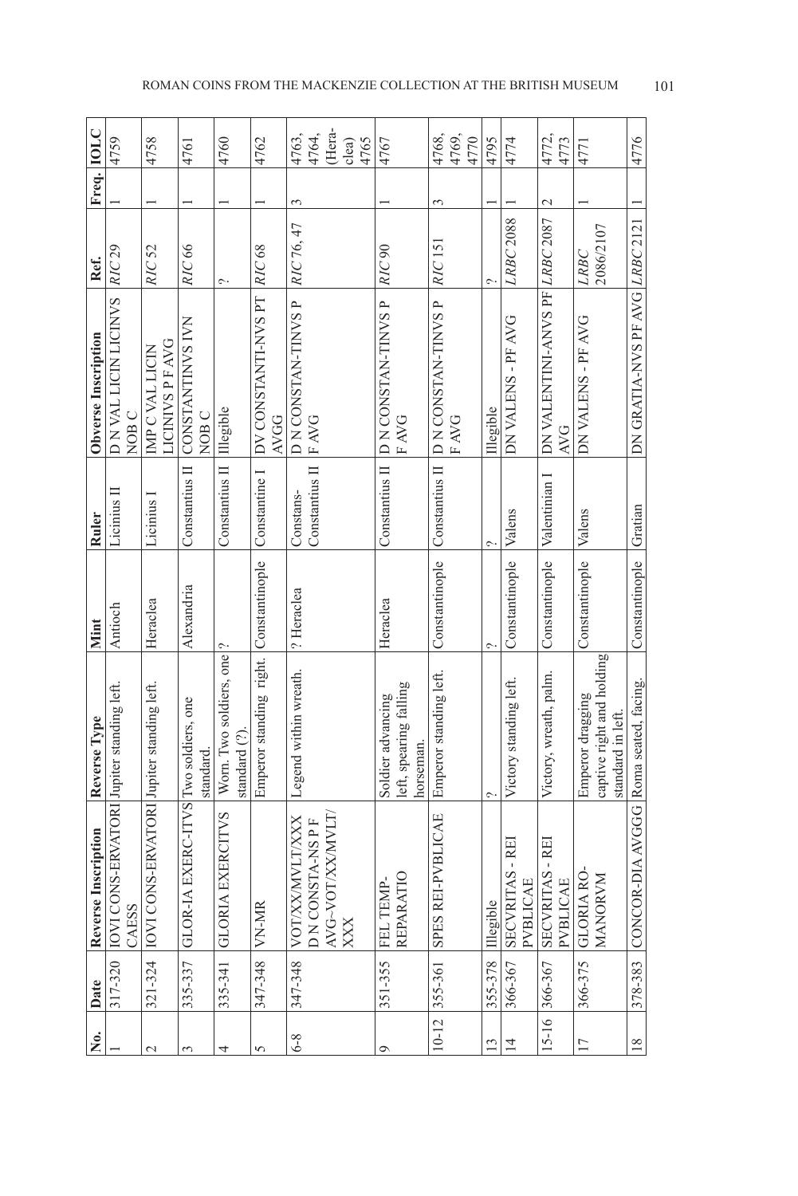| No. | Date | Reverse Inscription | Reverse Type | Mint | Ruler | Obverse Inscription | Ref. | Freq. | IOLC |
|---|---|---|---|---|---|---|---|---|---|
| 1 | 317-320 | IOVI CONS-ERVATORI CAESS | Jupiter standing left. | Antioch | Licinius II | D N VAL LICIN LICINVS NOB C | *RIC* 29 | 1 | 4759 |
| 2 | 321-324 | IOVI CONS-ERVATORI | Jupiter standing left. | Heraclea | Licinius I | IMP C VAL LICIN LICINIVS P F AVG | *RIC* 52 | 1 | 4758 |
| 3 | 335-337 | GLOR-IA EXERC-ITVS | Two soldiers, one standard. | Alexandria | Constantius II | CONSTANTINVS IVN NOB C | *RIC* 66 | 1 | 4761 |
| 4 | 335-341 | GLORIA EXERCITVS | Worn. Two soldiers, one standard (?). | ? | Constantius II | Illegible | ? | 1 | 4760 |
| 5 | 347-348 | VN-MR | Emperor standing right. | Constantinople | Constantine I | DV CONSTANTI-NVS PT AVGG | *RIC* 68 | 1 | 4762 |
| 6-8 | 347-348 | VOT/XX/MVLT/XXX D N CONSTA-NS P F AVG~VOT/XX/MVLT/ XXX | Legend within wreath. | ? Heraclea | Constans-Constantius II | D N CONSTAN-TINVS P F AVG | *RIC* 76, 47 | 3 | 4763, 4764, (Heraclea) 4765 |
| 9 | 351-355 | FEL TEMP-REPARATIO | Soldier advancing left, spearing falling horseman. | Heraclea | Constantius II | D N CONSTAN-TINVS P F AVG | *RIC* 90 | 1 | 4767 |
| 10-12 | 355-361 | SPES REI-PVBLICAE | Emperor standing left. | Constantinople | Constantius II | D N CONSTAN-TINVS P F AVG | *RIC* 151 | 3 | 4768, 4769, 4770 |
| 13 | 355-378 | Illegible | ? | ? | ? | Illegible | ? | 1 | 4795 |
| 14 | 366-367 | SECVRITAS - REI PVBLICAE | Victory standing left. | Constantinople | Valens | DN VALENS - PF AVG | *LRBC* 2088 | 1 | 4774 |
| 15-16 | 366-367 | SECVRITAS - REI PVBLICAE | Victory, wreath, palm. | Constantinople | Valentinian I | DN VALENTINI-ANVS PF AVG | *LRBC* 2087 | 2 | 4772, 4773 |
| 17 | 366-375 | GLORIA RO-MANORVM | Emperor dragging captive right and holding standard in left. | Constantinople | Valens | DN VALENS - PF AVG | *LRBC* 2086/2107 | 1 | 4771 |
| 18 | 378-383 | CONCOR-DIA AVGGG | Roma seated, facing. | Constantinople | Gratian | DN GRATIA-NVS PF AVG | *LRBC* 2121 | 1 | 4776 |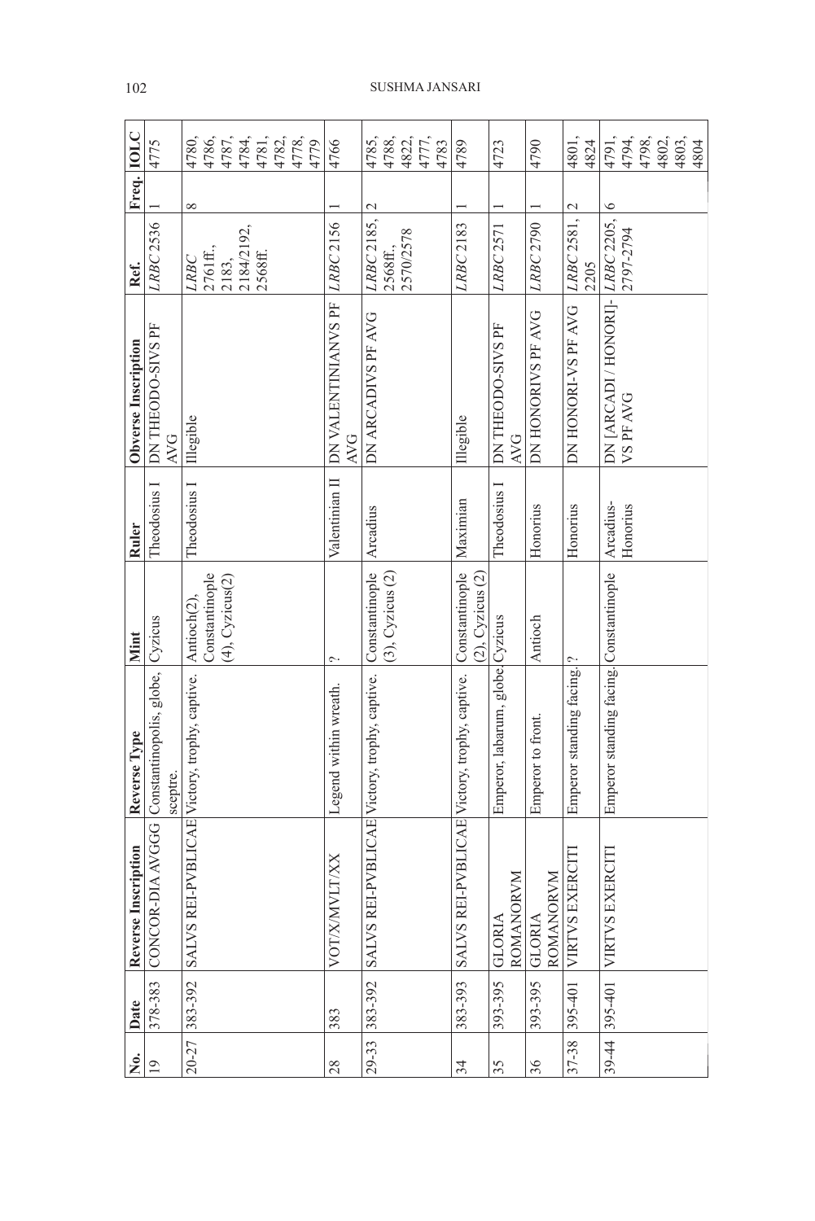| No. | Date | Reverse Inscription | Reverse Type | Mint | Ruler | Obverse Inscription | Ref. | Freq. | IOLC |
|---|---|---|---|---|---|---|---|---|---|
| 19 | 378-383 | CONCOR-DIA AVGGG | Constantinopolis, globe, sceptre. | Cyzicus | Theodosius I | DN THEODO-SIVS PF AVG | *LRBC* 2536 | 1 | 4775 |
| 20-27 | 383-392 | SALVS REI-PVBLICAE | Victory, trophy, captive. | Antioch(2), Constantinople (4), Cyzicus(2) | Theodosius I | Illegible | *LRBC* 2761ff., 2183, 2184/2192, 2568ff. | 8 | 4780, 4786, 4787, 4784, 4781, 4782, 4778, 4779 |
| 28 | 383 | VOT/X/MVLT/XX | Legend within wreath. | ? | Valentinian II | DN VALENTINIANVS PF AVG | *LRBC* 2156 | 1 | 4766 |
| 29-33 | 383-392 | SALVS REI-PVBLICAE | Victory, trophy, captive. | Constantinople (3), Cyzicus (2) | Arcadius | DN ARCADIVS PF AVG | *LRBC* 2185, 2568ff., 2570/2578 | 2 | 4785, 4788, 4822, 4777, 4783 |
| 34 | 383-393 | SALVS REI-PVBLICAE | Victory, trophy, captive. | Constantinople (2), Cyzicus (2) | Maximian | Illegible | *LRBC* 2183 | 1 | 4789 |
| 35 | 393-395 | GLORIA ROMANORVM | Emperor, labarum, globe. | Cyzicus | Theodosius I | DN THEODO-SIVS PF AVG | *LRBC* 2571 | 1 | 4723 |
| 36 | 393-395 | GLORIA ROMANORVM | Emperor to front. | Antioch | Honorius | DN HONORIVS PF AVG | *LRBC* 2790 | 1 | 4790 |
| 37-38 | 395-401 | VIRTVS EXERCITI | Emperor standing facing. | ? | Honorius | DN HONORI-VS PF AVG | *LRBC* 2581, 2205 | 2 | 4801, 4824 |
| 39-44 | 395-401 | VIRTVS EXERCITI | Emperor standing facing. | Constantinople | Arcadius-Honorius | DN [ARCADI / HONORI]-VS PF AVG | *LRBC* 2205, 2797-2794 | 6 | 4791, 4794, 4798, 4802, 4803, 4804 |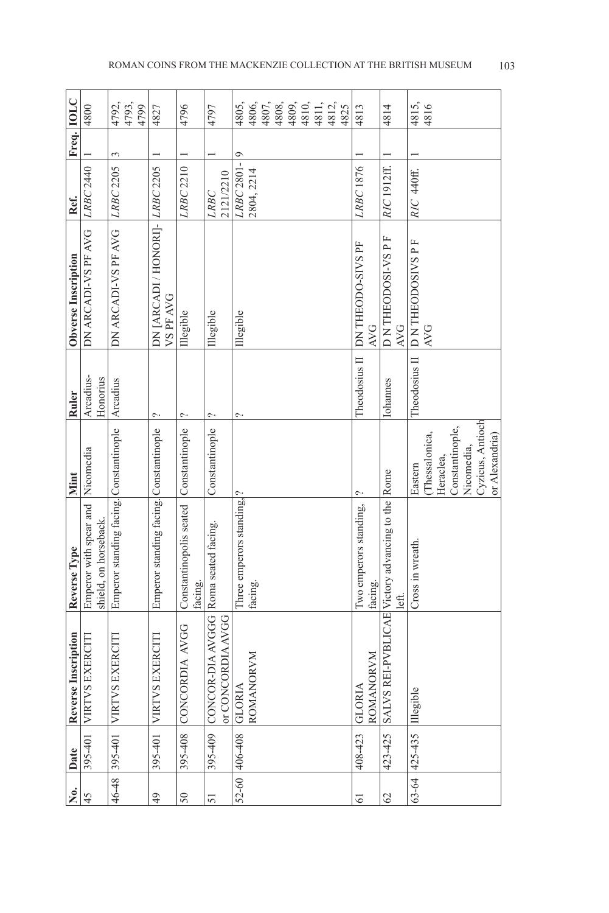| No. | Date | Reverse Inscription | Reverse Type | Mint | Ruler | Obverse Inscription | Ref. | Freq. | IOLC |
|---|---|---|---|---|---|---|---|---|---|
| 45 | 395-401 | VIRTVS EXERCITI | Emperor with spear and shield, on horseback. | Nicomedia | Arcadius-Honorius | DN ARCADI-VS PF AVG | *LRBC* 2440 | 1 | 4800 |
| 46-48 | 395-401 | VIRTVS EXERCITI | Emperor standing facing. | Constantinople | Arcadius | DN ARCADI-VS PF AVG | *LRBC* 2205 | 3 | 4792, 4793, 4799 |
| 49 | 395-401 | VIRTVS EXERCITI | Emperor standing facing. | Constantinople | ? | DN [ARCADI / HONORI]-VS PF AVG | *LRBC* 2205 | 1 | 4827 |
| 50 | 395-408 | CONCORDIA AVGG | Constantinopolis seated facing. | Constantinople | ? | Illegible | *LRBC* 2210 | 1 | 4796 |
| 51 | 395-409 | CONCOR-DIA AVGG or CONCORDIA AVGG | Roma seated facing. | Constantinople | ? | Illegible | *LRBC* 2121/2210 | 1 | 4797 |
| 52-60 | 406-408 | GLORIA ROMANORVM | Three emperors standing, facing. | ? | ? | Illegible | *LRBC* 2801-2804, 2214 | 9 | 4805, 4806, 4807, 4808, 4809, 4810, 4811, 4812, 4825 |
| 61 | 408-423 | GLORIA ROMANORVM | Two emperors standing, facing. | ? | Theodosius II | DN THEODO-SIVS PF AVG | *LRBC* 1876 | 1 | 4813 |
| 62 | 423-425 | SALVS REI-PVBLICAE | Victory advancing to the left. | Rome | Iohannes | D N THEODOSI-VS P F AVG | *RIC* 1912ff. | 1 | 4814 |
| 63-64 | 425-435 | Illegible | Cross in wreath. | Eastern (Thessalonica, Heraclea, Constantinople, Nicomedia, Cyzicus, Antioch or Alexandria) | Theodosius II | D N THEODOSIVS P F AVG | *RIC* 440ff. | 1 | 4815, 4816 |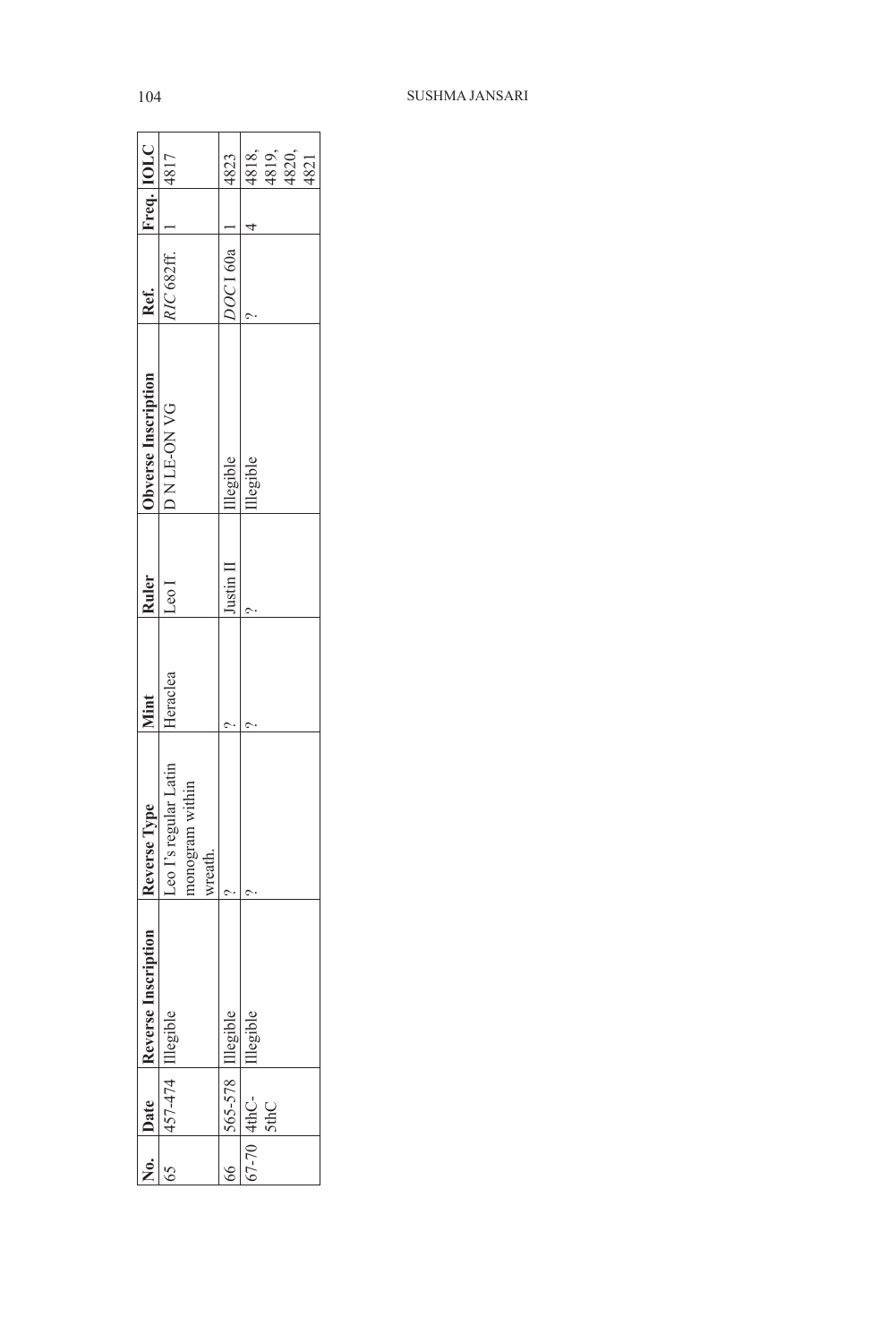| No. | Date | Reverse Inscription | Reverse Type | Mint | Ruler | Obverse Inscription | Ref. | Freq. | IOLC |
|---|---|---|---|---|---|---|---|---|---|
| 65 | 457-474 | Illegible | Leo I's regular Latin monogram within wreath. | Heraclea | Leo I | D N LE-ON VG | *RIC* 682ff. | 1 | 4817 |
| 66 | 565-578 | Illegible | ? | ? | Justin II | Illegible | *DOC*1 60a | 1 | 4823 |
| 67-70 | 4thC-5thC | Illegible | ? | ? | ? | Illegible | ? | 4 | 4818, 4819, 4820, 4821 |